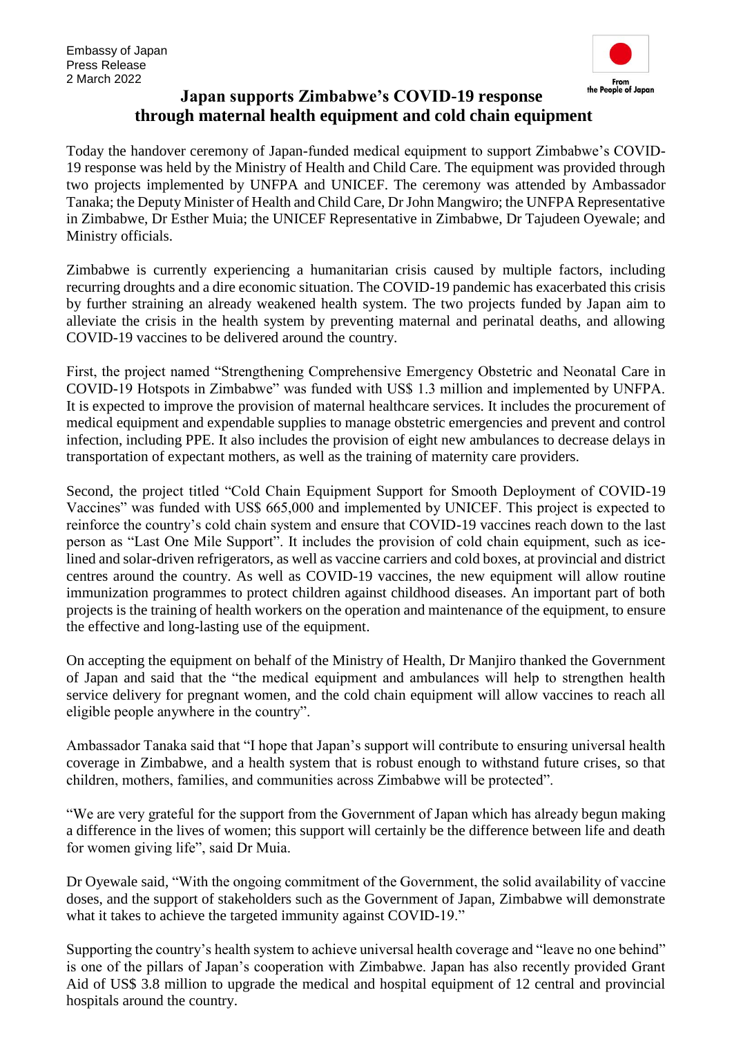Embassy of Japan
Press Release
2 March 2022

From the People of Japan

# Japan supports Zimbabwe's COVID-19 response through maternal health equipment and cold chain equipment

Today the handover ceremony of Japan-funded medical equipment to support Zimbabwe's COVID-19 response was held by the Ministry of Health and Child Care. The equipment was provided through two projects implemented by UNFPA and UNICEF. The ceremony was attended by Ambassador Tanaka; the Deputy Minister of Health and Child Care, Dr John Mangwiro; the UNFPA Representative in Zimbabwe, Dr Esther Muia; the UNICEF Representative in Zimbabwe, Dr Tajudeen Oyewale; and Ministry officials.

Zimbabwe is currently experiencing a humanitarian crisis caused by multiple factors, including recurring droughts and a dire economic situation. The COVID-19 pandemic has exacerbated this crisis by further straining an already weakened health system. The two projects funded by Japan aim to alleviate the crisis in the health system by preventing maternal and perinatal deaths, and allowing COVID-19 vaccines to be delivered around the country.

First, the project named "Strengthening Comprehensive Emergency Obstetric and Neonatal Care in COVID-19 Hotspots in Zimbabwe" was funded with US$ 1.3 million and implemented by UNFPA. It is expected to improve the provision of maternal healthcare services. It includes the procurement of medical equipment and expendable supplies to manage obstetric emergencies and prevent and control infection, including PPE. It also includes the provision of eight new ambulances to decrease delays in transportation of expectant mothers, as well as the training of maternity care providers.

Second, the project titled "Cold Chain Equipment Support for Smooth Deployment of COVID-19 Vaccines" was funded with US$ 665,000 and implemented by UNICEF. This project is expected to reinforce the country's cold chain system and ensure that COVID-19 vaccines reach down to the last person as "Last One Mile Support". It includes the provision of cold chain equipment, such as ice-lined and solar-driven refrigerators, as well as vaccine carriers and cold boxes, at provincial and district centres around the country. As well as COVID-19 vaccines, the new equipment will allow routine immunization programmes to protect children against childhood diseases. An important part of both projects is the training of health workers on the operation and maintenance of the equipment, to ensure the effective and long-lasting use of the equipment.

On accepting the equipment on behalf of the Ministry of Health, Dr Manjiro thanked the Government of Japan and said that the "the medical equipment and ambulances will help to strengthen health service delivery for pregnant women, and the cold chain equipment will allow vaccines to reach all eligible people anywhere in the country".

Ambassador Tanaka said that "I hope that Japan's support will contribute to ensuring universal health coverage in Zimbabwe, and a health system that is robust enough to withstand future crises, so that children, mothers, families, and communities across Zimbabwe will be protected".

"We are very grateful for the support from the Government of Japan which has already begun making a difference in the lives of women; this support will certainly be the difference between life and death for women giving life", said Dr Muia.

Dr Oyewale said, "With the ongoing commitment of the Government, the solid availability of vaccine doses, and the support of stakeholders such as the Government of Japan, Zimbabwe will demonstrate what it takes to achieve the targeted immunity against COVID-19."

Supporting the country's health system to achieve universal health coverage and "leave no one behind" is one of the pillars of Japan's cooperation with Zimbabwe. Japan has also recently provided Grant Aid of US$ 3.8 million to upgrade the medical and hospital equipment of 12 central and provincial hospitals around the country.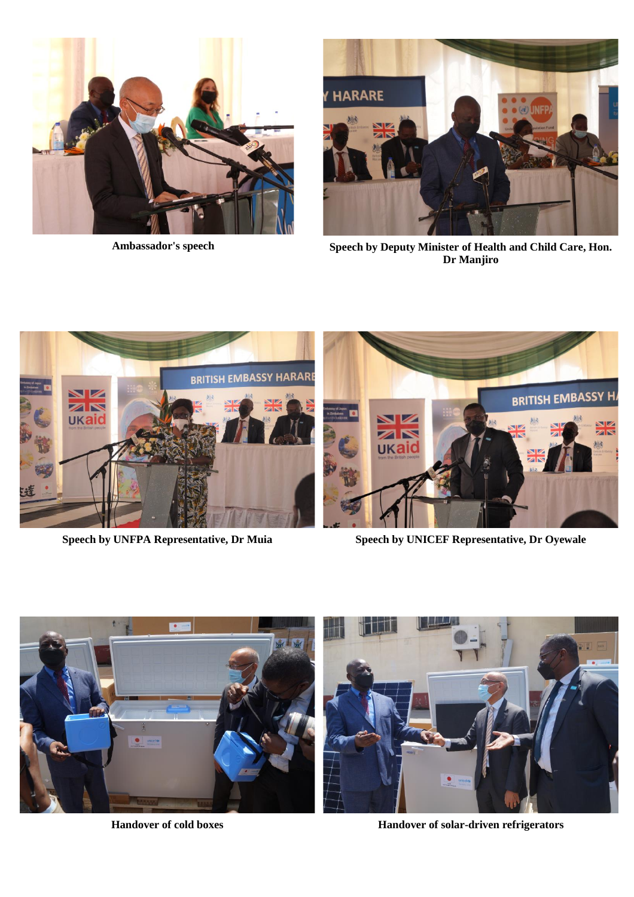Ambassador's speech

Speech by Deputy Minister of Health and Child Care, Hon. Dr Manjiro

Speech by UNFPA Representative, Dr Muia

Speech by UNICEF Representative, Dr Oyewale

Handover of cold boxes

Handover of solar-driven refrigerators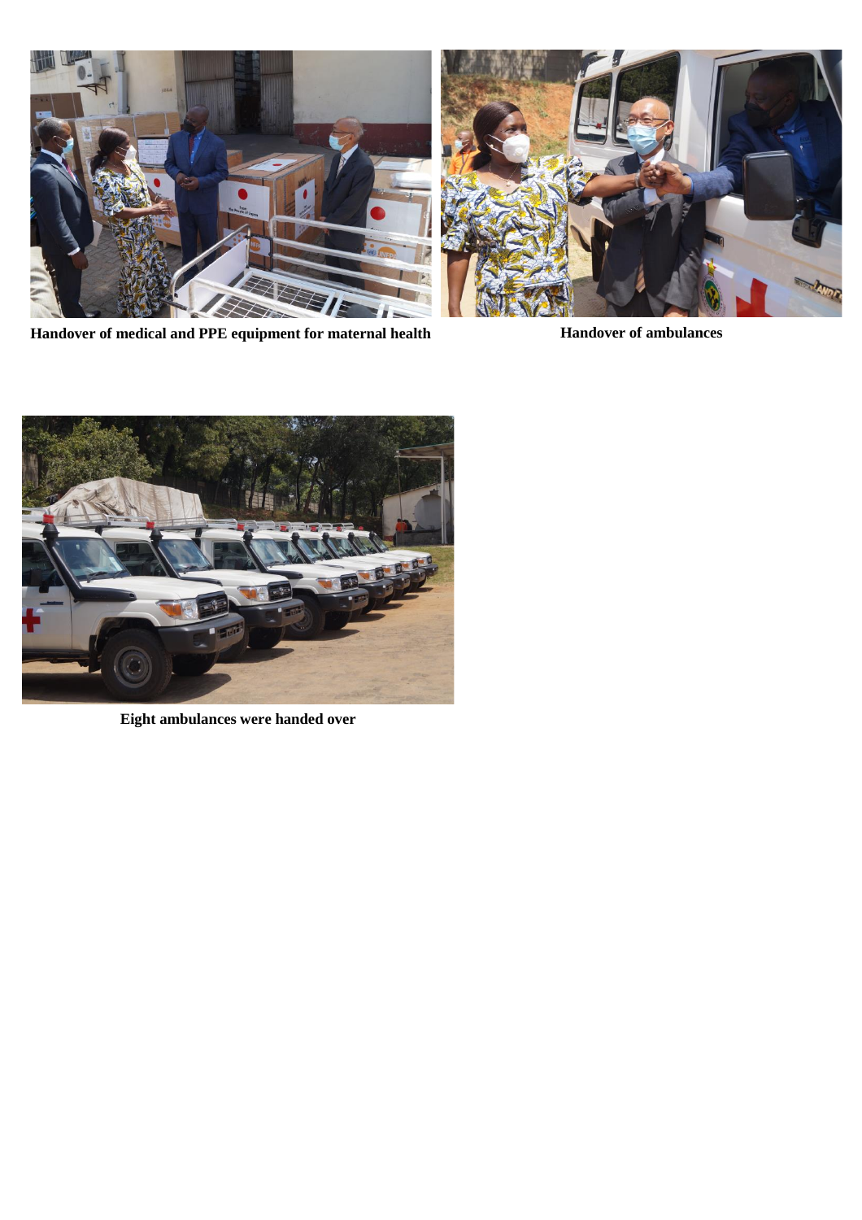Handover of medical and PPE equipment for maternal health

Handover of ambulances

Eight ambulances were handed over